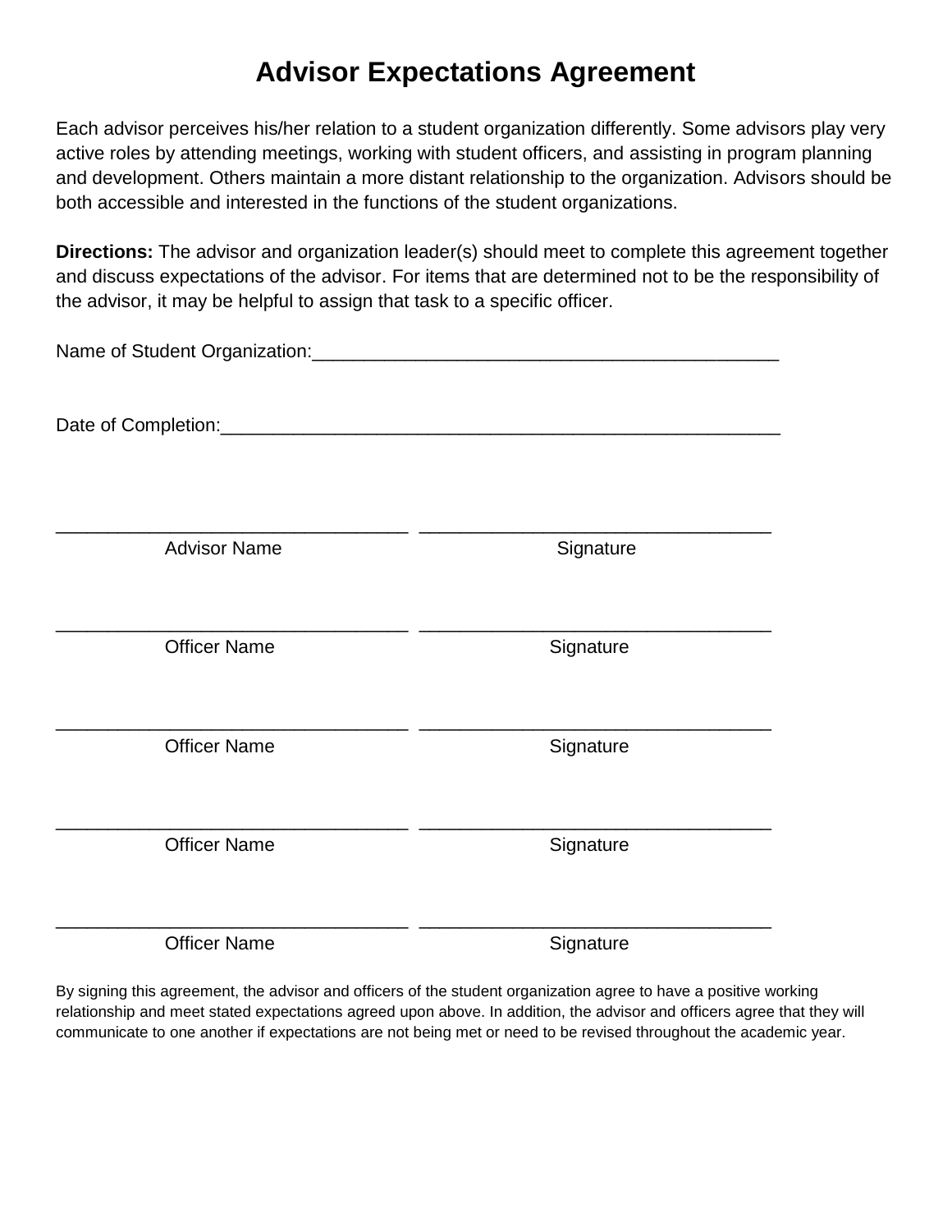# Advisor Expectations Agreement

Each advisor perceives his/her relation to a student organization differently. Some advisors play very active roles by attending meetings, working with student officers, and assisting in program planning and development. Others maintain a more distant relationship to the organization. Advisors should be both accessible and interested in the functions of the student organizations.

**Directions:** The advisor and organization leader(s) should meet to complete this agreement together and discuss expectations of the advisor. For items that are determined not to be the responsibility of the advisor, it may be helpful to assign that task to a specific officer.

Name of Student Organization:_______________________________________________

Date of Completion:________________________________________________________

___________________________________ ___________________________________
Advisor Name Signature

___________________________________ ___________________________________
Officer Name Signature

___________________________________ ___________________________________
Officer Name Signature

___________________________________ ___________________________________
Officer Name Signature

___________________________________ ___________________________________
Officer Name Signature

By signing this agreement, the advisor and officers of the student organization agree to have a positive working relationship and meet stated expectations agreed upon above. In addition, the advisor and officers agree that they will communicate to one another if expectations are not being met or need to be revised throughout the academic year.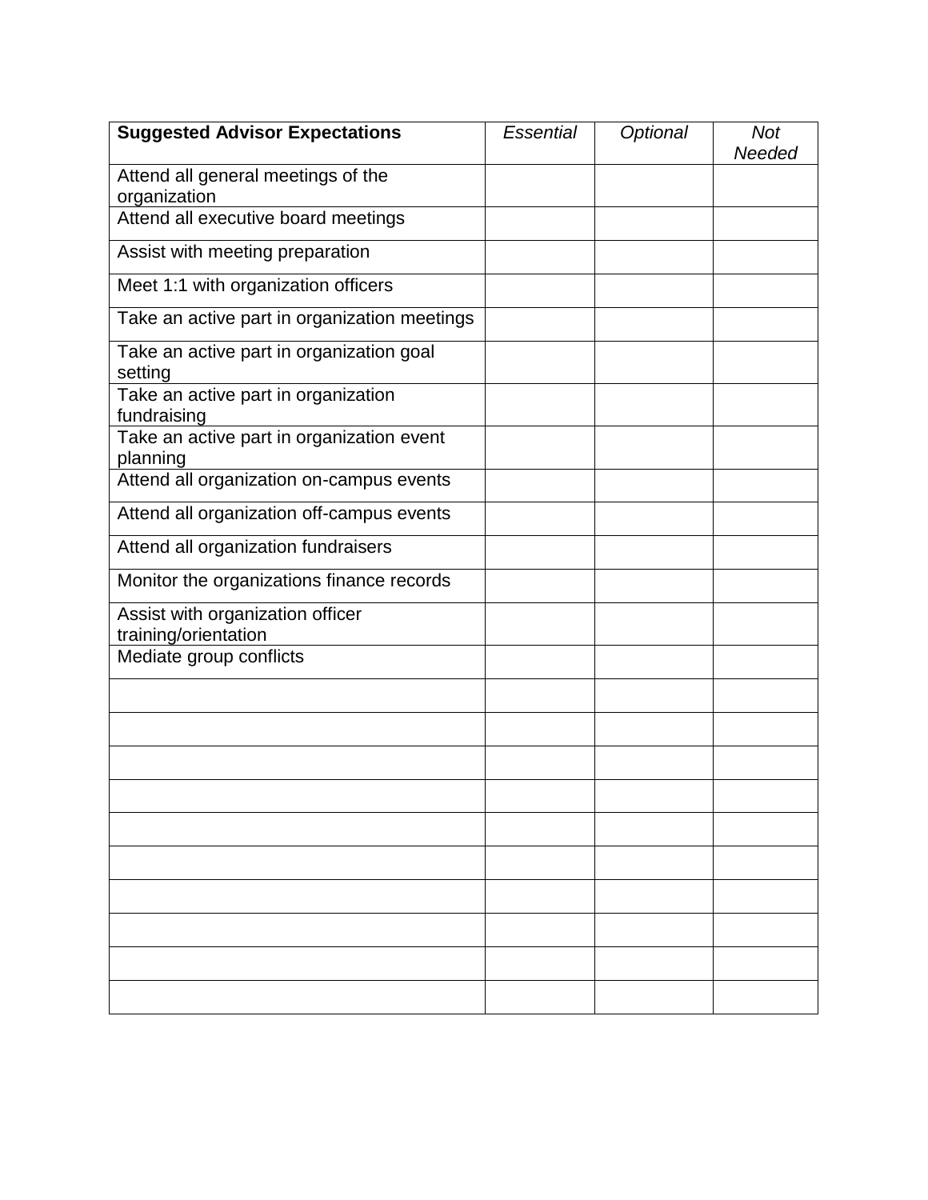| **Suggested Advisor Expectations** | *Essential* | *Optional* | *Not Needed* |
|---|---|---|---|
| Attend all general meetings of the organization | | | |
| Attend all executive board meetings | | | |
| Assist with meeting preparation | | | |
| Meet 1:1 with organization officers | | | |
| Take an active part in organization meetings | | | |
| Take an active part in organization goal setting | | | |
| Take an active part in organization fundraising | | | |
| Take an active part in organization event planning | | | |
| Attend all organization on-campus events | | | |
| Attend all organization off-campus events | | | |
| Attend all organization fundraisers | | | |
| Monitor the organizations finance records | | | |
| Assist with organization officer training/orientation | | | |
| Mediate group conflicts | | | |
| | | | |
| | | | |
| | | | |
| | | | |
| | | | |
| | | | |
| | | | |
| | | | |
| | | | |
| | | | |